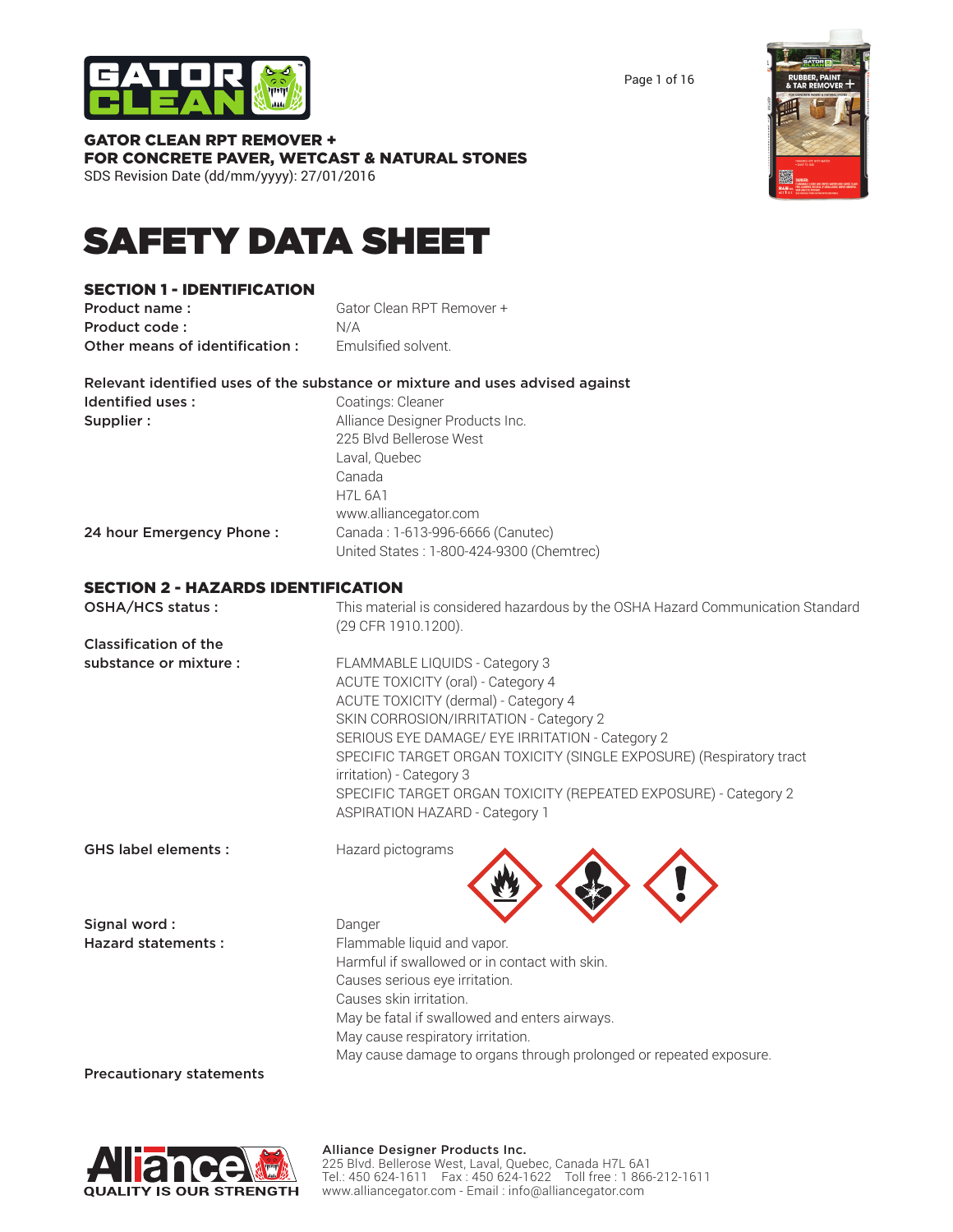**GATOR CLEAN RPT REMOVER +**
**FOR CONCRETE PAVER, WETCAST & NATURAL STONES**
SDS Revision Date (dd/mm/yyyy): 27/01/2016

# SAFETY DATA SHEET

## SECTION 1 - IDENTIFICATION

**Product name :** Gator Clean RPT Remover +
**Product code :** N/A
**Other means of identification :** Emulsified solvent.

**Relevant identified uses of the substance or mixture and uses advised against**

**Identified uses :** Coatings: Cleaner
**Supplier :** Alliance Designer Products Inc.
225 Blvd Bellerose West
Laval, Quebec
Canada
H7L 6A1
www.alliancegator.com

**24 hour Emergency Phone :** Canada : 1-613-996-6666 (Canutec)
United States : 1-800-424-9300 (Chemtrec)

## SECTION 2 - HAZARDS IDENTIFICATION

**OSHA/HCS status :** This material is considered hazardous by the OSHA Hazard Communication Standard (29 CFR 1910.1200).

**Classification of the substance or mixture :**
FLAMMABLE LIQUIDS - Category 3
ACUTE TOXICITY (oral) - Category 4
ACUTE TOXICITY (dermal) - Category 4
SKIN CORROSION/IRRITATION - Category 2
SERIOUS EYE DAMAGE/ EYE IRRITATION - Category 2
SPECIFIC TARGET ORGAN TOXICITY (SINGLE EXPOSURE) (Respiratory tract irritation) - Category 3
SPECIFIC TARGET ORGAN TOXICITY (REPEATED EXPOSURE) - Category 2
ASPIRATION HAZARD - Category 1

**GHS label elements :** Hazard pictograms

**Signal word :** Danger

**Hazard statements :**
Flammable liquid and vapor.
Harmful if swallowed or in contact with skin.
Causes serious eye irritation.
Causes skin irritation.
May be fatal if swallowed and enters airways.
May cause respiratory irritation.
May cause damage to organs through prolonged or repeated exposure.

**Precautionary statements**

**Alliance Designer Products Inc.**
225 Blvd. Bellerose West, Laval, Quebec, Canada H7L 6A1
Tel.: 450 624-1611 Fax : 450 624-1622 Toll free : 1 866-212-1611
www.alliancegator.com - Email : info@alliancegator.com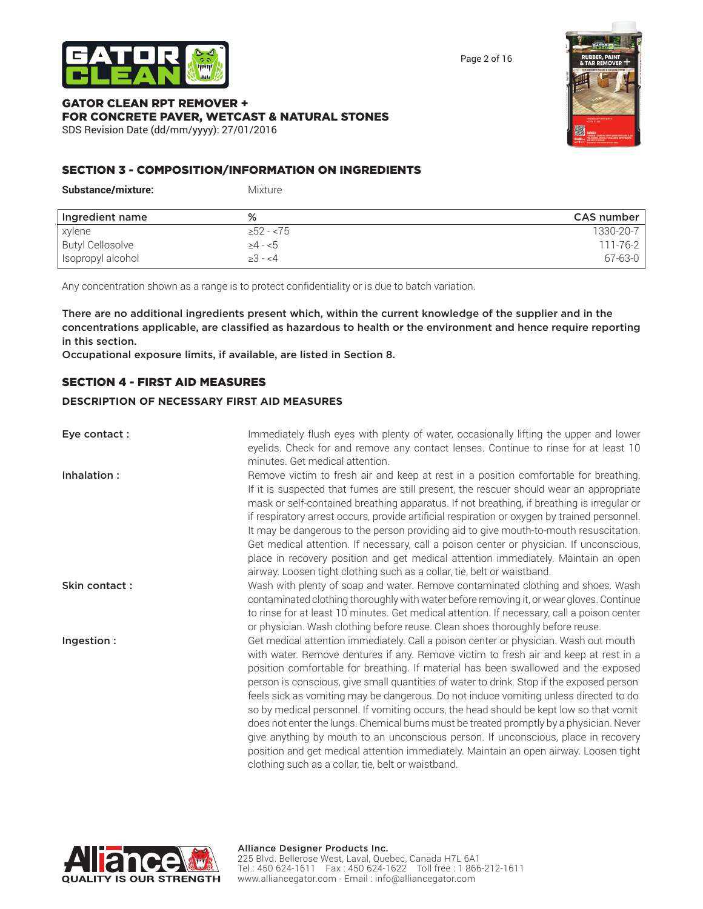## SECTION 3 - COMPOSITION/INFORMATION ON INGREDIENTS

**Substance/mixture:** Mixture

| Ingredient name | % | CAS number |
|---|---|---|
| xylene | ≥52 - <75 | 1330-20-7 |
| Butyl Cellosolve | ≥4 - <5 | 111-76-2 |
| Isopropyl alcohol | ≥3 - <4 | 67-63-0 |

Any concentration shown as a range is to protect confidentiality or is due to batch variation.

**There are no additional ingredients present which, within the current knowledge of the supplier and in the concentrations applicable, are classified as hazardous to health or the environment and hence require reporting in this section.**
**Occupational exposure limits, if available, are listed in Section 8.**

## SECTION 4 - FIRST AID MEASURES

### DESCRIPTION OF NECESSARY FIRST AID MEASURES

**Eye contact :** Immediately flush eyes with plenty of water, occasionally lifting the upper and lower eyelids. Check for and remove any contact lenses. Continue to rinse for at least 10 minutes. Get medical attention.

**Inhalation :** Remove victim to fresh air and keep at rest in a position comfortable for breathing. If it is suspected that fumes are still present, the rescuer should wear an appropriate mask or self-contained breathing apparatus. If not breathing, if breathing is irregular or if respiratory arrest occurs, provide artificial respiration or oxygen by trained personnel. It may be dangerous to the person providing aid to give mouth-to-mouth resuscitation. Get medical attention. If necessary, call a poison center or physician. If unconscious, place in recovery position and get medical attention immediately. Maintain an open airway. Loosen tight clothing such as a collar, tie, belt or waistband.

**Skin contact :** Wash with plenty of soap and water. Remove contaminated clothing and shoes. Wash contaminated clothing thoroughly with water before removing it, or wear gloves. Continue to rinse for at least 10 minutes. Get medical attention. If necessary, call a poison center or physician. Wash clothing before reuse. Clean shoes thoroughly before reuse.

**Ingestion :** Get medical attention immediately. Call a poison center or physician. Wash out mouth with water. Remove dentures if any. Remove victim to fresh air and keep at rest in a position comfortable for breathing. If material has been swallowed and the exposed person is conscious, give small quantities of water to drink. Stop if the exposed person feels sick as vomiting may be dangerous. Do not induce vomiting unless directed to do so by medical personnel. If vomiting occurs, the head should be kept low so that vomit does not enter the lungs. Chemical burns must be treated promptly by a physician. Never give anything by mouth to an unconscious person. If unconscious, place in recovery position and get medical attention immediately. Maintain an open airway. Loosen tight clothing such as a collar, tie, belt or waistband.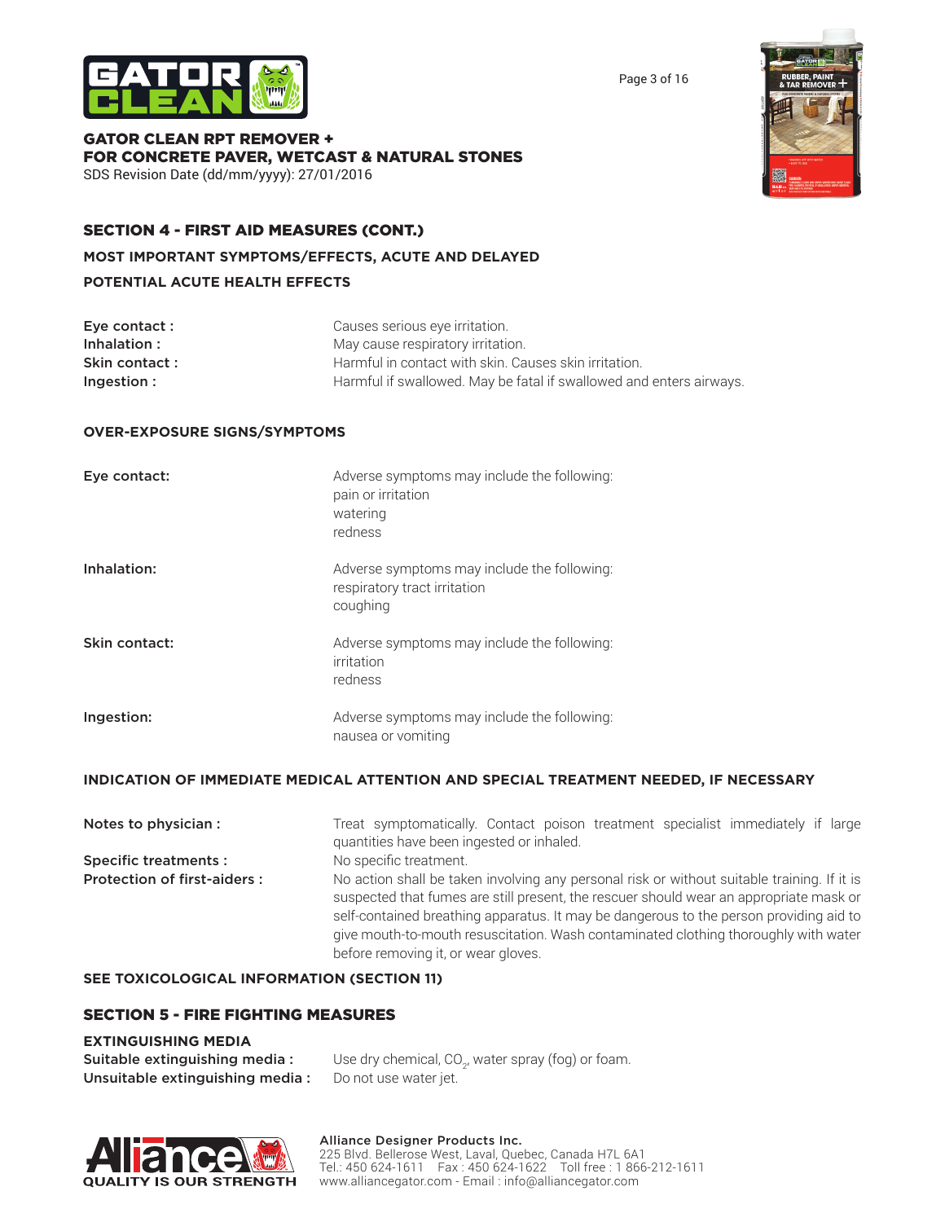## SECTION 4 - FIRST AID MEASURES (CONT.)

### MOST IMPORTANT SYMPTOMS/EFFECTS, ACUTE AND DELAYED

### POTENTIAL ACUTE HEALTH EFFECTS

| | |
|---|---|
| **Eye contact :** | Causes serious eye irritation. |
| **Inhalation :** | May cause respiratory irritation. |
| **Skin contact :** | Harmful in contact with skin. Causes skin irritation. |
| **Ingestion :** | Harmful if swallowed. May be fatal if swallowed and enters airways. |

### OVER-EXPOSURE SIGNS/SYMPTOMS

| | |
|---|---|
| **Eye contact:** | Adverse symptoms may include the following:<br>pain or irritation<br>watering<br>redness |
| **Inhalation:** | Adverse symptoms may include the following:<br>respiratory tract irritation<br>coughing |
| **Skin contact:** | Adverse symptoms may include the following:<br>irritation<br>redness |
| **Ingestion:** | Adverse symptoms may include the following:<br>nausea or vomiting |

### INDICATION OF IMMEDIATE MEDICAL ATTENTION AND SPECIAL TREATMENT NEEDED, IF NECESSARY

| | |
|---|---|
| **Notes to physician :** | Treat symptomatically. Contact poison treatment specialist immediately if large quantities have been ingested or inhaled. |
| **Specific treatments :** | No specific treatment. |
| **Protection of first-aiders :** | No action shall be taken involving any personal risk or without suitable training. If it is suspected that fumes are still present, the rescuer should wear an appropriate mask or self-contained breathing apparatus. It may be dangerous to the person providing aid to give mouth-to-mouth resuscitation. Wash contaminated clothing thoroughly with water before removing it, or wear gloves. |

### SEE TOXICOLOGICAL INFORMATION (SECTION 11)

## SECTION 5 - FIRE FIGHTING MEASURES

### EXTINGUISHING MEDIA

| | |
|---|---|
| **Suitable extinguishing media :** | Use dry chemical, $CO_2$, water spray (fog) or foam. |
| **Unsuitable extinguishing media :** | Do not use water jet. |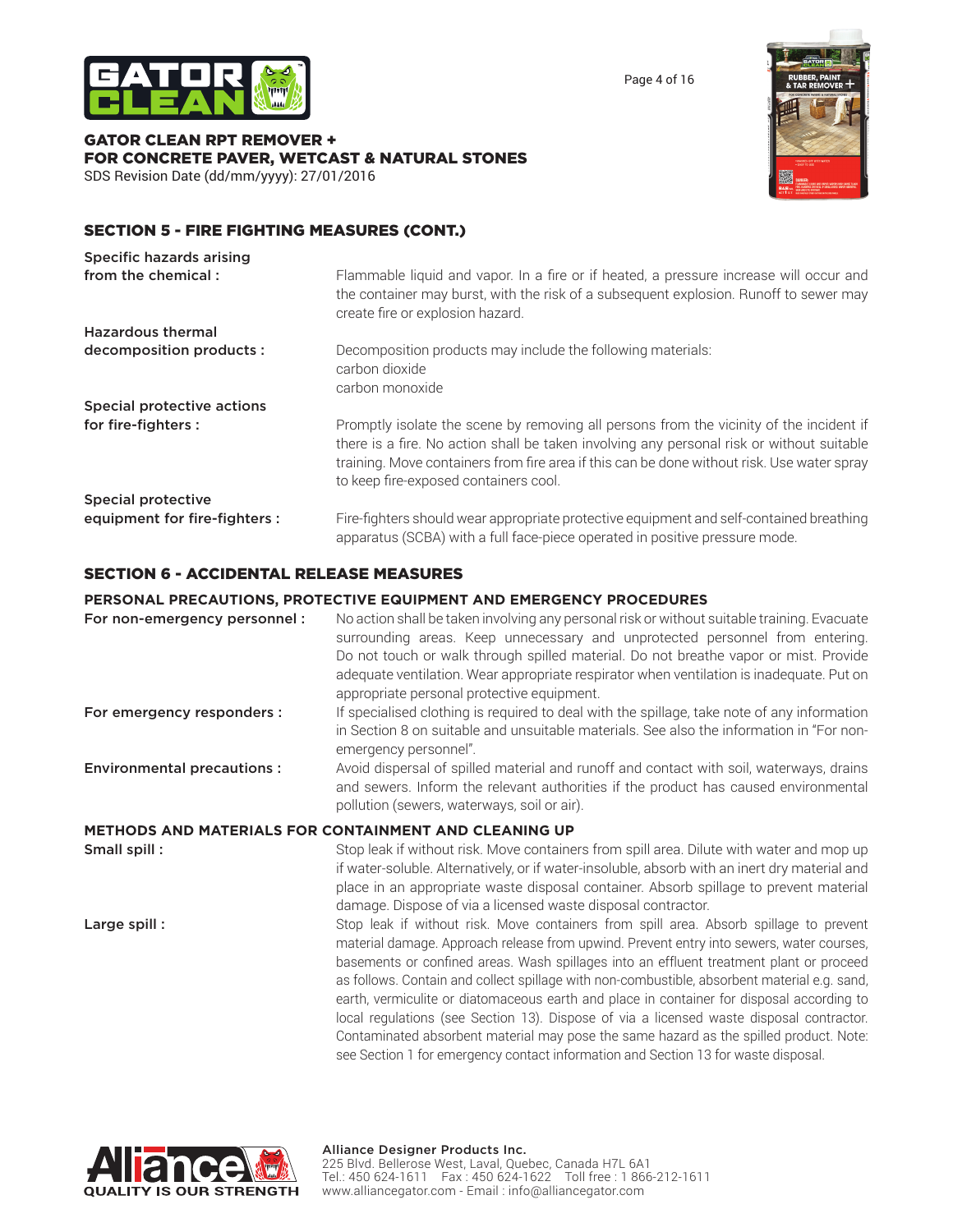## SECTION 5 - FIRE FIGHTING MEASURES (CONT.)

**Specific hazards arising from the chemical :** Flammable liquid and vapor. In a fire or if heated, a pressure increase will occur and the container may burst, with the risk of a subsequent explosion. Runoff to sewer may create fire or explosion hazard.

**Hazardous thermal decomposition products :** Decomposition products may include the following materials:
carbon dioxide
carbon monoxide

**Special protective actions for fire-fighters :** Promptly isolate the scene by removing all persons from the vicinity of the incident if there is a fire. No action shall be taken involving any personal risk or without suitable training. Move containers from fire area if this can be done without risk. Use water spray to keep fire-exposed containers cool.

**Special protective equipment for fire-fighters :** Fire-fighters should wear appropriate protective equipment and self-contained breathing apparatus (SCBA) with a full face-piece operated in positive pressure mode.

## SECTION 6 - ACCIDENTAL RELEASE MEASURES

### PERSONAL PRECAUTIONS, PROTECTIVE EQUIPMENT AND EMERGENCY PROCEDURES

**For non-emergency personnel :** No action shall be taken involving any personal risk or without suitable training. Evacuate surrounding areas. Keep unnecessary and unprotected personnel from entering. Do not touch or walk through spilled material. Do not breathe vapor or mist. Provide adequate ventilation. Wear appropriate respirator when ventilation is inadequate. Put on appropriate personal protective equipment.

**For emergency responders :** If specialised clothing is required to deal with the spillage, take note of any information in Section 8 on suitable and unsuitable materials. See also the information in "For non-emergency personnel".

**Environmental precautions :** Avoid dispersal of spilled material and runoff and contact with soil, waterways, drains and sewers. Inform the relevant authorities if the product has caused environmental pollution (sewers, waterways, soil or air).

### METHODS AND MATERIALS FOR CONTAINMENT AND CLEANING UP

**Small spill :** Stop leak if without risk. Move containers from spill area. Dilute with water and mop up if water-soluble. Alternatively, or if water-insoluble, absorb with an inert dry material and place in an appropriate waste disposal container. Absorb spillage to prevent material damage. Dispose of via a licensed waste disposal contractor.

**Large spill :** Stop leak if without risk. Move containers from spill area. Absorb spillage to prevent material damage. Approach release from upwind. Prevent entry into sewers, water courses, basements or confined areas. Wash spillages into an effluent treatment plant or proceed as follows. Contain and collect spillage with non-combustible, absorbent material e.g. sand, earth, vermiculite or diatomaceous earth and place in container for disposal according to local regulations (see Section 13). Dispose of via a licensed waste disposal contractor. Contaminated absorbent material may pose the same hazard as the spilled product. Note: see Section 1 for emergency contact information and Section 13 for waste disposal.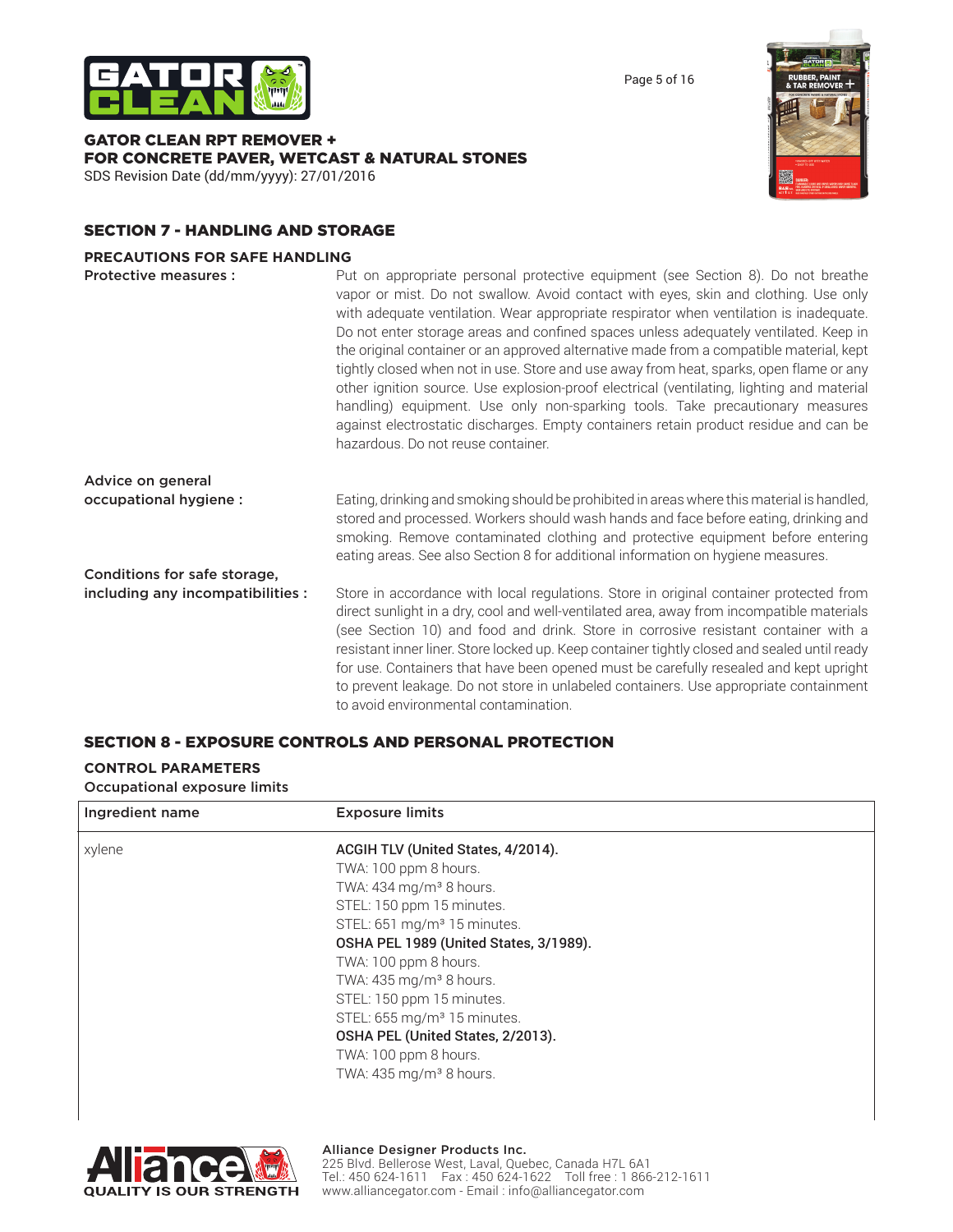## SECTION 7 - HANDLING AND STORAGE

### PRECAUTIONS FOR SAFE HANDLING

**Protective measures :** Put on appropriate personal protective equipment (see Section 8). Do not breathe vapor or mist. Do not swallow. Avoid contact with eyes, skin and clothing. Use only with adequate ventilation. Wear appropriate respirator when ventilation is inadequate. Do not enter storage areas and confined spaces unless adequately ventilated. Keep in the original container or an approved alternative made from a compatible material, kept tightly closed when not in use. Store and use away from heat, sparks, open flame or any other ignition source. Use explosion-proof electrical (ventilating, lighting and material handling) equipment. Use only non-sparking tools. Take precautionary measures against electrostatic discharges. Empty containers retain product residue and can be hazardous. Do not reuse container.

**Advice on general occupational hygiene :** Eating, drinking and smoking should be prohibited in areas where this material is handled, stored and processed. Workers should wash hands and face before eating, drinking and smoking. Remove contaminated clothing and protective equipment before entering eating areas. See also Section 8 for additional information on hygiene measures.

**Conditions for safe storage, including any incompatibilities :** Store in accordance with local regulations. Store in original container protected from direct sunlight in a dry, cool and well-ventilated area, away from incompatible materials (see Section 10) and food and drink. Store in corrosive resistant container with a resistant inner liner. Store locked up. Keep container tightly closed and sealed until ready for use. Containers that have been opened must be carefully resealed and kept upright to prevent leakage. Do not store in unlabeled containers. Use appropriate containment to avoid environmental contamination.

## SECTION 8 - EXPOSURE CONTROLS AND PERSONAL PROTECTION

### CONTROL PARAMETERS

Occupational exposure limits

| Ingredient name | Exposure limits |
|---|---|
| xylene | **ACGIH TLV (United States, 4/2014).**<br>TWA: 100 ppm 8 hours.<br>TWA: 434 mg/m³ 8 hours.<br>STEL: 150 ppm 15 minutes.<br>STEL: 651 mg/m³ 15 minutes.<br>**OSHA PEL 1989 (United States, 3/1989).**<br>TWA: 100 ppm 8 hours.<br>TWA: 435 mg/m³ 8 hours.<br>STEL: 150 ppm 15 minutes.<br>STEL: 655 mg/m³ 15 minutes.<br>**OSHA PEL (United States, 2/2013).**<br>TWA: 100 ppm 8 hours.<br>TWA: 435 mg/m³ 8 hours. |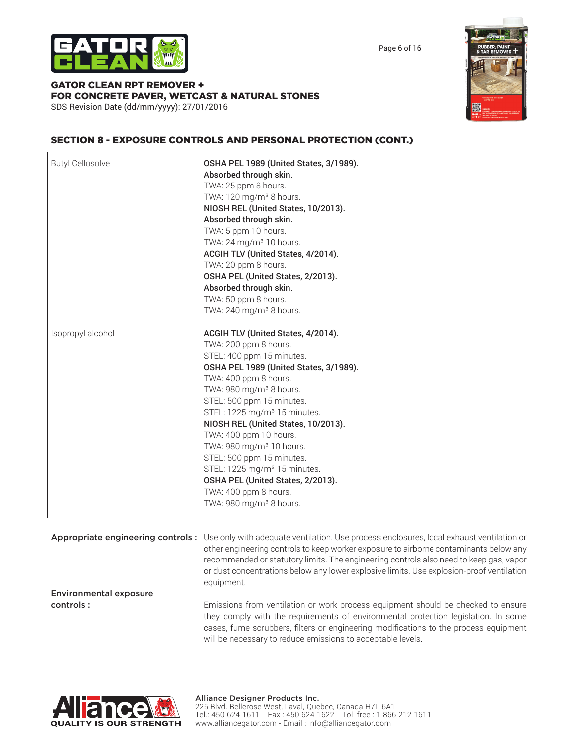## SECTION 8 - EXPOSURE CONTROLS AND PERSONAL PROTECTION (CONT.)

| Ingredient | Exposure limits |
|---|---|
| Butyl Cellosolve | **OSHA PEL 1989 (United States, 3/1989).**<br>**Absorbed through skin.**<br>TWA: 25 ppm 8 hours.<br>TWA: 120 mg/m³ 8 hours.<br>**NIOSH REL (United States, 10/2013).**<br>**Absorbed through skin.**<br>TWA: 5 ppm 10 hours.<br>TWA: 24 mg/m³ 10 hours.<br>**ACGIH TLV (United States, 4/2014).**<br>TWA: 20 ppm 8 hours.<br>**OSHA PEL (United States, 2/2013).**<br>**Absorbed through skin.**<br>TWA: 50 ppm 8 hours.<br>TWA: 240 mg/m³ 8 hours. |
| Isopropyl alcohol | **ACGIH TLV (United States, 4/2014).**<br>TWA: 200 ppm 8 hours.<br>STEL: 400 ppm 15 minutes.<br>**OSHA PEL 1989 (United States, 3/1989).**<br>TWA: 400 ppm 8 hours.<br>TWA: 980 mg/m³ 8 hours.<br>STEL: 500 ppm 15 minutes.<br>STEL: 1225 mg/m³ 15 minutes.<br>**NIOSH REL (United States, 10/2013).**<br>TWA: 400 ppm 10 hours.<br>TWA: 980 mg/m³ 10 hours.<br>STEL: 500 ppm 15 minutes.<br>STEL: 1225 mg/m³ 15 minutes.<br>**OSHA PEL (United States, 2/2013).**<br>TWA: 400 ppm 8 hours.<br>TWA: 980 mg/m³ 8 hours. |

**Appropriate engineering controls :** Use only with adequate ventilation. Use process enclosures, local exhaust ventilation or other engineering controls to keep worker exposure to airborne contaminants below any recommended or statutory limits. The engineering controls also need to keep gas, vapor or dust concentrations below any lower explosive limits. Use explosion-proof ventilation equipment.

**Environmental exposure controls :** Emissions from ventilation or work process equipment should be checked to ensure they comply with the requirements of environmental protection legislation. In some cases, fume scrubbers, filters or engineering modifications to the process equipment will be necessary to reduce emissions to acceptable levels.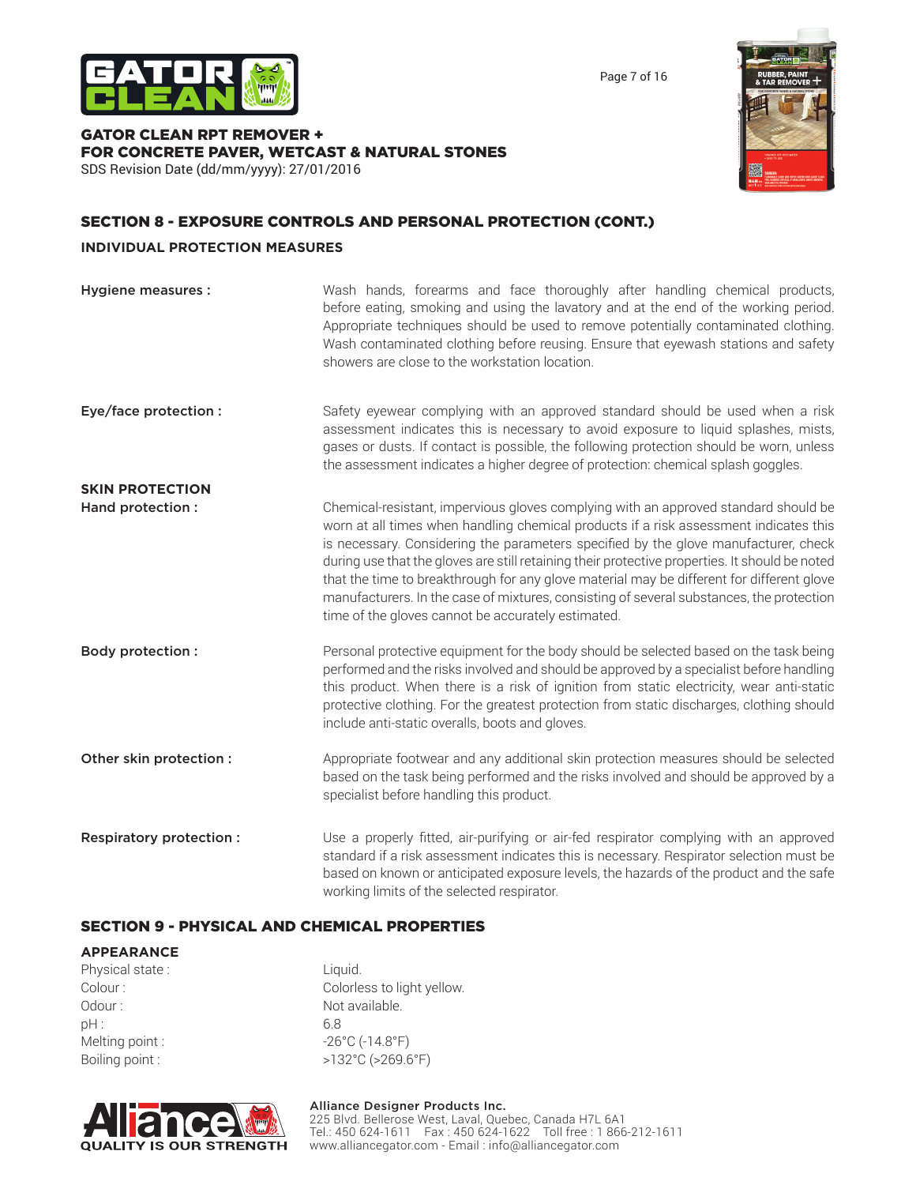## SECTION 8 - EXPOSURE CONTROLS AND PERSONAL PROTECTION (CONT.)

### INDIVIDUAL PROTECTION MEASURES

**Hygiene measures :** Wash hands, forearms and face thoroughly after handling chemical products, before eating, smoking and using the lavatory and at the end of the working period. Appropriate techniques should be used to remove potentially contaminated clothing. Wash contaminated clothing before reusing. Ensure that eyewash stations and safety showers are close to the workstation location.

**Eye/face protection :** Safety eyewear complying with an approved standard should be used when a risk assessment indicates this is necessary to avoid exposure to liquid splashes, mists, gases or dusts. If contact is possible, the following protection should be worn, unless the assessment indicates a higher degree of protection: chemical splash goggles.

**SKIN PROTECTION**

**Hand protection :** Chemical-resistant, impervious gloves complying with an approved standard should be worn at all times when handling chemical products if a risk assessment indicates this is necessary. Considering the parameters specified by the glove manufacturer, check during use that the gloves are still retaining their protective properties. It should be noted that the time to breakthrough for any glove material may be different for different glove manufacturers. In the case of mixtures, consisting of several substances, the protection time of the gloves cannot be accurately estimated.

**Body protection :** Personal protective equipment for the body should be selected based on the task being performed and the risks involved and should be approved by a specialist before handling this product. When there is a risk of ignition from static electricity, wear anti-static protective clothing. For the greatest protection from static discharges, clothing should include anti-static overalls, boots and gloves.

**Other skin protection :** Appropriate footwear and any additional skin protection measures should be selected based on the task being performed and the risks involved and should be approved by a specialist before handling this product.

**Respiratory protection :** Use a properly fitted, air-purifying or air-fed respirator complying with an approved standard if a risk assessment indicates this is necessary. Respirator selection must be based on known or anticipated exposure levels, the hazards of the product and the safe working limits of the selected respirator.

## SECTION 9 - PHYSICAL AND CHEMICAL PROPERTIES

**APPEARANCE**

| | |
|---|---|
| Physical state : | Liquid. |
| Colour : | Colorless to light yellow. |
| Odour : | Not available. |
| pH : | 6.8 |
| Melting point : | -26°C (-14.8°F) |
| Boiling point : | >132°C (>269.6°F) |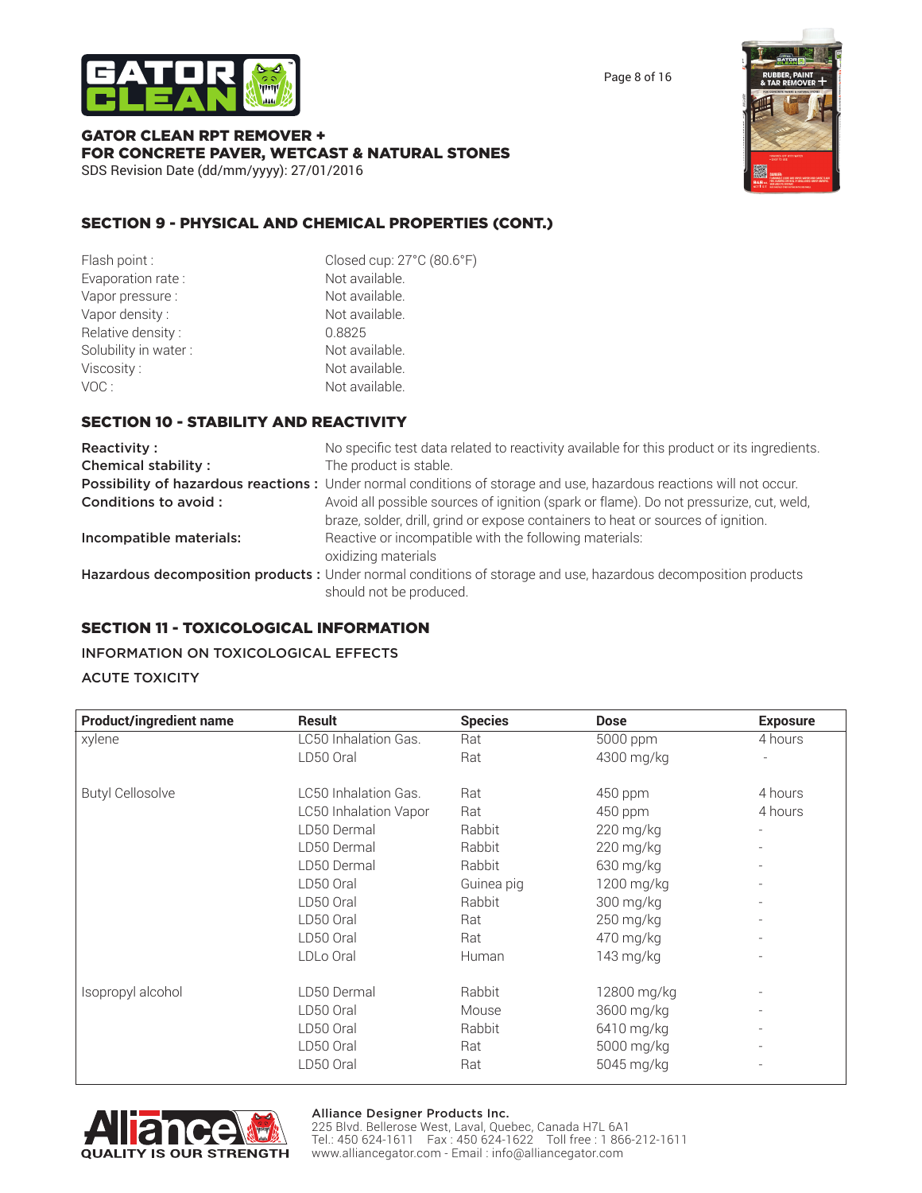## SECTION 9 - PHYSICAL AND CHEMICAL PROPERTIES (CONT.)

| | |
|---|---|
| Flash point : | Closed cup: 27°C (80.6°F) |
| Evaporation rate : | Not available. |
| Vapor pressure : | Not available. |
| Vapor density : | Not available. |
| Relative density : | 0.8825 |
| Solubility in water : | Not available. |
| Viscosity : | Not available. |
| VOC : | Not available. |

## SECTION 10 - STABILITY AND REACTIVITY

| | |
|---|---|
| **Reactivity :** | No specific test data related to reactivity available for this product or its ingredients. |
| **Chemical stability :** | The product is stable. |
| **Possibility of hazardous reactions :** | Under normal conditions of storage and use, hazardous reactions will not occur. |
| **Conditions to avoid :** | Avoid all possible sources of ignition (spark or flame). Do not pressurize, cut, weld, braze, solder, drill, grind or expose containers to heat or sources of ignition. |
| **Incompatible materials:** | Reactive or incompatible with the following materials: oxidizing materials |
| **Hazardous decomposition products :** | Under normal conditions of storage and use, hazardous decomposition products should not be produced. |

## SECTION 11 - TOXICOLOGICAL INFORMATION

### INFORMATION ON TOXICOLOGICAL EFFECTS

### ACUTE TOXICITY

| Product/ingredient name | Result | Species | Dose | Exposure |
|---|---|---|---|---|
| xylene | LC50 Inhalation Gas. | Rat | 5000 ppm | 4 hours |
| | LD50 Oral | Rat | 4300 mg/kg | - |
| Butyl Cellosolve | LC50 Inhalation Gas. | Rat | 450 ppm | 4 hours |
| | LC50 Inhalation Vapor | Rat | 450 ppm | 4 hours |
| | LD50 Dermal | Rabbit | 220 mg/kg | - |
| | LD50 Dermal | Rabbit | 220 mg/kg | - |
| | LD50 Dermal | Rabbit | 630 mg/kg | - |
| | LD50 Oral | Guinea pig | 1200 mg/kg | - |
| | LD50 Oral | Rabbit | 300 mg/kg | - |
| | LD50 Oral | Rat | 250 mg/kg | - |
| | LD50 Oral | Rat | 470 mg/kg | - |
| | LDLo Oral | Human | 143 mg/kg | - |
| Isopropyl alcohol | LD50 Dermal | Rabbit | 12800 mg/kg | - |
| | LD50 Oral | Mouse | 3600 mg/kg | - |
| | LD50 Oral | Rabbit | 6410 mg/kg | - |
| | LD50 Oral | Rat | 5000 mg/kg | - |
| | LD50 Oral | Rat | 5045 mg/kg | - |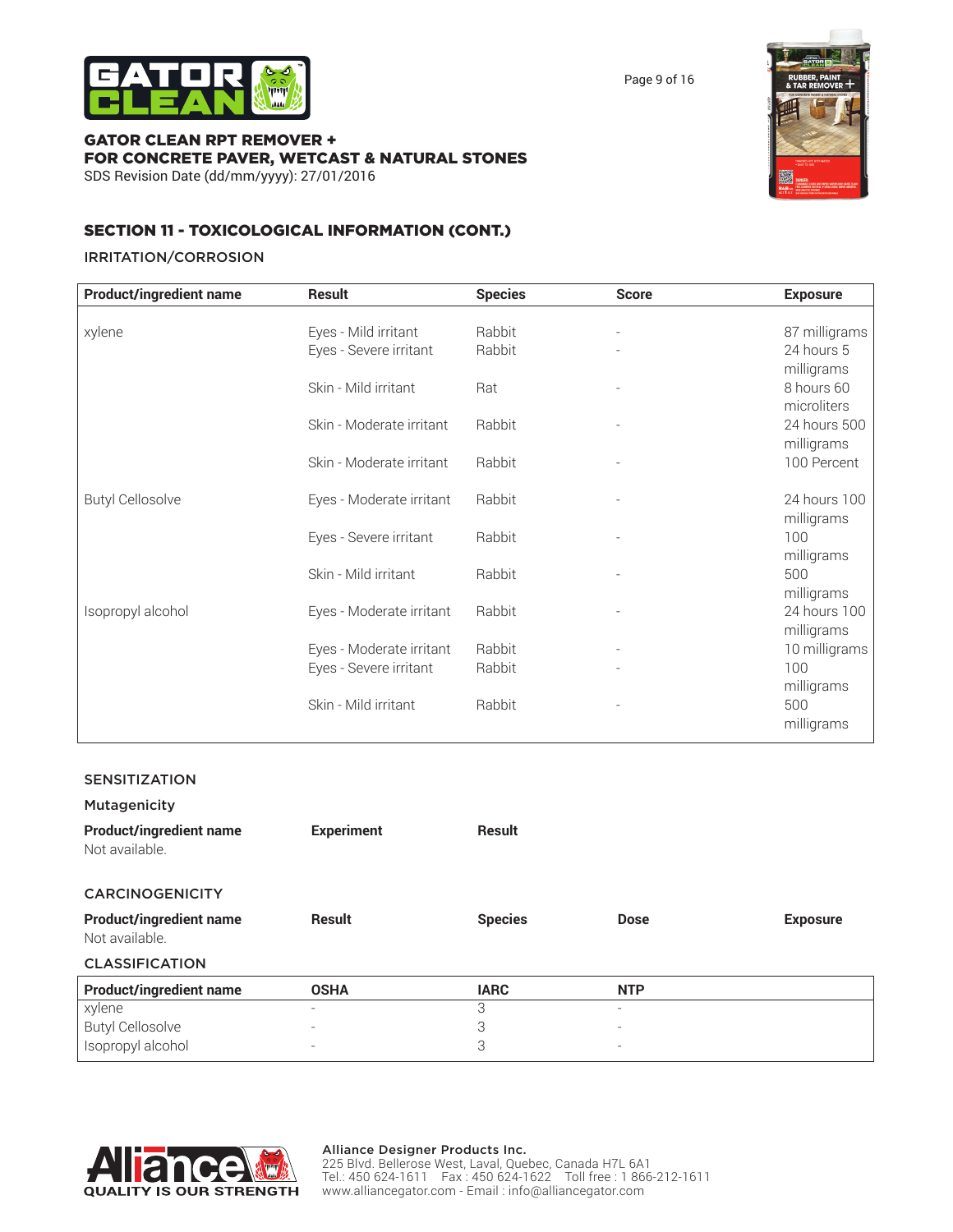## SECTION 11 - TOXICOLOGICAL INFORMATION (CONT.)

### IRRITATION/CORROSION

| Product/ingredient name | Result | Species | Score | Exposure |
|---|---|---|---|---|
| xylene | Eyes - Mild irritant | Rabbit | - | 87 milligrams |
| | Eyes - Severe irritant | Rabbit | - | 24 hours 5 milligrams |
| | Skin - Mild irritant | Rat | - | 8 hours 60 microliters |
| | Skin - Moderate irritant | Rabbit | - | 24 hours 500 milligrams |
| | Skin - Moderate irritant | Rabbit | - | 100 Percent |
| Butyl Cellosolve | Eyes - Moderate irritant | Rabbit | - | 24 hours 100 milligrams |
| | Eyes - Severe irritant | Rabbit | - | 100 milligrams |
| | Skin - Mild irritant | Rabbit | - | 500 milligrams |
| Isopropyl alcohol | Eyes - Moderate irritant | Rabbit | - | 24 hours 100 milligrams |
| | Eyes - Moderate irritant | Rabbit | - | 10 milligrams |
| | Eyes - Severe irritant | Rabbit | - | 100 milligrams |
| | Skin - Mild irritant | Rabbit | - | 500 milligrams |

### SENSITIZATION

#### Mutagenicity

| Product/ingredient name | Experiment | Result |
|---|---|---|
| Not available. | | |

### CARCINOGENICITY

| Product/ingredient name | Result | Species | Dose | Exposure |
|---|---|---|---|---|
| Not available. | | | | |

### CLASSIFICATION

| Product/ingredient name | OSHA | IARC | NTP |
|---|---|---|---|
| xylene | - | 3 | - |
| Butyl Cellosolve | - | 3 | - |
| Isopropyl alcohol | - | 3 | - |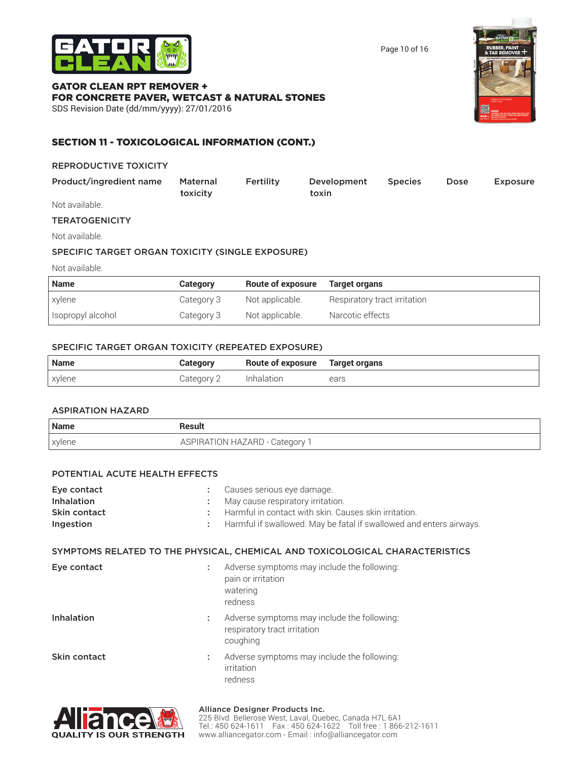## SECTION 11 - TOXICOLOGICAL INFORMATION (CONT.)

### REPRODUCTIVE TOXICITY

| Product/ingredient name | Maternal toxicity | Fertility | Development toxin | Species | Dose | Exposure |
|---|---|---|---|---|---|---|

Not available.

### TERATOGENICITY

Not available.

### SPECIFIC TARGET ORGAN TOXICITY (SINGLE EXPOSURE)

Not available.

| Name | Category | Route of exposure | Target organs |
|---|---|---|---|
| xylene | Category 3 | Not applicable. | Respiratory tract irritation |
| Isopropyl alcohol | Category 3 | Not applicable. | Narcotic effects |

### SPECIFIC TARGET ORGAN TOXICITY (REPEATED EXPOSURE)

| Name | Category | Route of exposure | Target organs |
|---|---|---|---|
| xylene | Category 2 | Inhalation | ears |

### ASPIRATION HAZARD

| Name | Result |
|---|---|
| xylene | ASPIRATION HAZARD - Category 1 |

### POTENTIAL ACUTE HEALTH EFFECTS

**Eye contact** : Causes serious eye damage.
**Inhalation** : May cause respiratory irritation.
**Skin contact** : Harmful in contact with skin. Causes skin irritation.
**Ingestion** : Harmful if swallowed. May be fatal if swallowed and enters airways.

### SYMPTOMS RELATED TO THE PHYSICAL, CHEMICAL AND TOXICOLOGICAL CHARACTERISTICS

**Eye contact** : Adverse symptoms may include the following:
pain or irritation
watering
redness

**Inhalation** : Adverse symptoms may include the following:
respiratory tract irritation
coughing

**Skin contact** : Adverse symptoms may include the following:
irritation
redness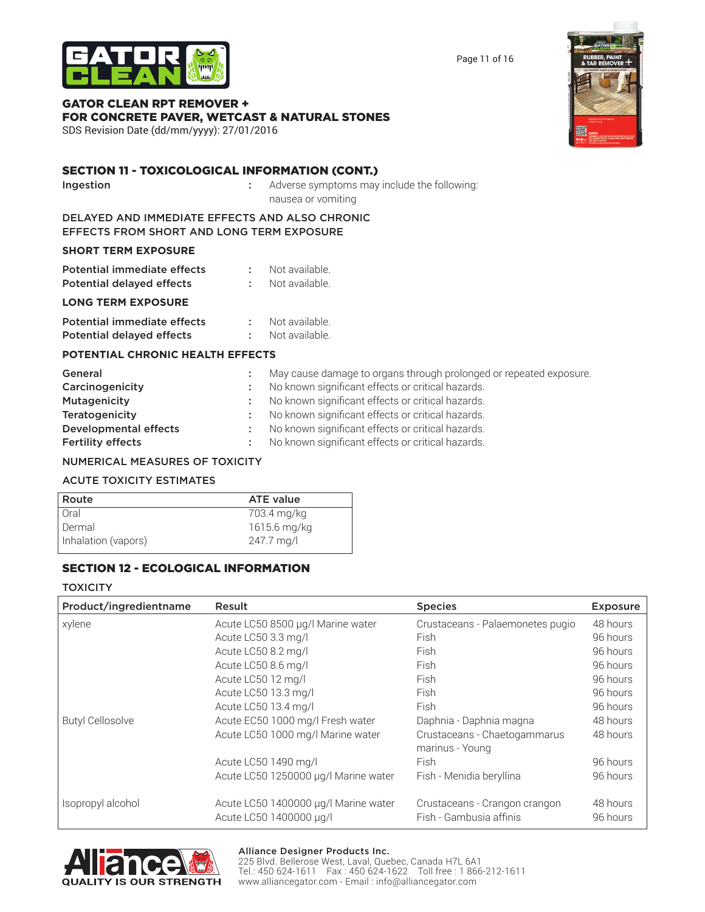## SECTION 11 - TOXICOLOGICAL INFORMATION (CONT.)

**Ingestion** : Adverse symptoms may include the following: nausea or vomiting

DELAYED AND IMMEDIATE EFFECTS AND ALSO CHRONIC EFFECTS FROM SHORT AND LONG TERM EXPOSURE

**SHORT TERM EXPOSURE**

**Potential immediate effects** : Not available.
**Potential delayed effects** : Not available.

**LONG TERM EXPOSURE**

**Potential immediate effects** : Not available.
**Potential delayed effects** : Not available.

**POTENTIAL CHRONIC HEALTH EFFECTS**

**General** : May cause damage to organs through prolonged or repeated exposure.
**Carcinogenicity** : No known significant effects or critical hazards.
**Mutagenicity** : No known significant effects or critical hazards.
**Teratogenicity** : No known significant effects or critical hazards.
**Developmental effects** : No known significant effects or critical hazards.
**Fertility effects** : No known significant effects or critical hazards.

NUMERICAL MEASURES OF TOXICITY

ACUTE TOXICITY ESTIMATES

| Route | ATE value |
|---|---|
| Oral | 703.4 mg/kg |
| Dermal | 1615.6 mg/kg |
| Inhalation (vapors) | 247.7 mg/l |

## SECTION 12 - ECOLOGICAL INFORMATION

TOXICITY

| Product/ingredientname | Result | Species | Exposure |
|---|---|---|---|
| xylene | Acute LC50 8500 µg/l Marine water | Crustaceans - Palaemonetes pugio | 48 hours |
| | Acute LC50 3.3 mg/l | Fish | 96 hours |
| | Acute LC50 8.2 mg/l | Fish | 96 hours |
| | Acute LC50 8.6 mg/l | Fish | 96 hours |
| | Acute LC50 12 mg/l | Fish | 96 hours |
| | Acute LC50 13.3 mg/l | Fish | 96 hours |
| | Acute LC50 13.4 mg/l | Fish | 96 hours |
| Butyl Cellosolve | Acute EC50 1000 mg/l Fresh water | Daphnia - Daphnia magna | 48 hours |
| | Acute LC50 1000 mg/l Marine water | Crustaceans - Chaetogammarus marinus - Young | 48 hours |
| | Acute LC50 1490 mg/l | Fish | 96 hours |
| | Acute LC50 1250000 µg/l Marine water | Fish - Menidia beryllina | 96 hours |
| Isopropyl alcohol | Acute LC50 1400000 µg/l Marine water | Crustaceans - Crangon crangon | 48 hours |
| | Acute LC50 1400000 µg/l | Fish - Gambusia affinis | 96 hours |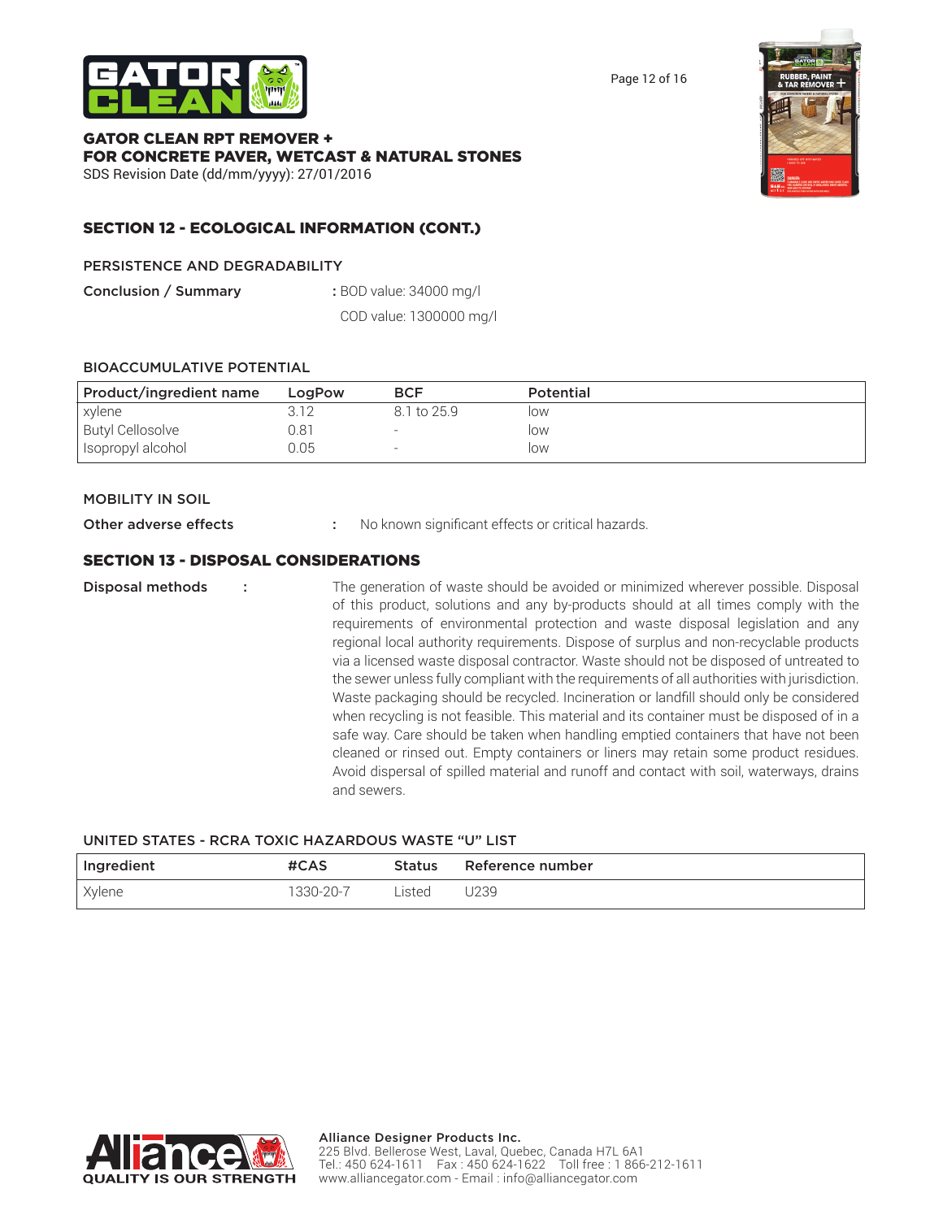## SECTION 12 - ECOLOGICAL INFORMATION (CONT.)

### PERSISTENCE AND DEGRADABILITY

**Conclusion / Summary** : BOD value: 34000 mg/l
COD value: 1300000 mg/l

### BIOACCUMULATIVE POTENTIAL

| Product/ingredient name | LogPow | BCF | Potential |
|---|---|---|---|
| xylene | 3.12 | 8.1 to 25.9 | low |
| Butyl Cellosolve | 0.81 | - | low |
| Isopropyl alcohol | 0.05 | - | low |

### MOBILITY IN SOIL

**Other adverse effects** : No known significant effects or critical hazards.

## SECTION 13 - DISPOSAL CONSIDERATIONS

**Disposal methods** : The generation of waste should be avoided or minimized wherever possible. Disposal of this product, solutions and any by-products should at all times comply with the requirements of environmental protection and waste disposal legislation and any regional local authority requirements. Dispose of surplus and non-recyclable products via a licensed waste disposal contractor. Waste should not be disposed of untreated to the sewer unless fully compliant with the requirements of all authorities with jurisdiction. Waste packaging should be recycled. Incineration or landfill should only be considered when recycling is not feasible. This material and its container must be disposed of in a safe way. Care should be taken when handling emptied containers that have not been cleaned or rinsed out. Empty containers or liners may retain some product residues. Avoid dispersal of spilled material and runoff and contact with soil, waterways, drains and sewers.

### UNITED STATES - RCRA TOXIC HAZARDOUS WASTE "U" LIST

| Ingredient | #CAS | Status | Reference number |
|---|---|---|---|
| Xylene | 1330-20-7 | Listed | U239 |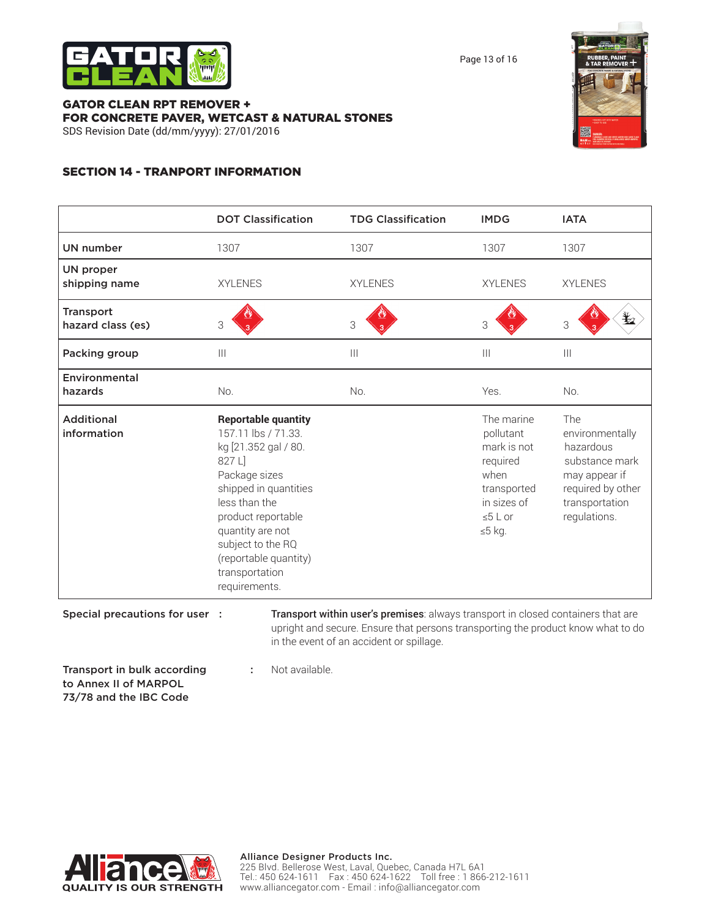GATOR CLEAN RPT REMOVER +
FOR CONCRETE PAVER, WETCAST & NATURAL STONES
SDS Revision Date (dd/mm/yyyy): 27/01/2016

## SECTION 14 - TRANPORT INFORMATION

| | DOT Classification | TDG Classification | IMDG | IATA |
|---|---|---|---|---|
| UN number | 1307 | 1307 | 1307 | 1307 |
| UN proper shipping name | XYLENES | XYLENES | XYLENES | XYLENES |
| Transport hazard class (es) | 3 | 3 | 3 | 3 |
| Packing group | III | III | III | III |
| Environmental hazards | No. | No. | Yes. | No. |
| Additional information | **Reportable quantity** 157.11 lbs / 71.33. kg [21.352 gal / 80. 827 L] Package sizes shipped in quantities less than the product reportable quantity are not subject to the RQ (reportable quantity) transportation requirements. | | The marine pollutant mark is not required when transported in sizes of ≤5 L or ≤5 kg. | The environmentally hazardous substance mark may appear if required by other transportation regulations. |

**Special precautions for user** : **Transport within user's premises**: always transport in closed containers that are upright and secure. Ensure that persons transporting the product know what to do in the event of an accident or spillage.

**Transport in bulk according to Annex II of MARPOL 73/78 and the IBC Code** : Not available.

Alliance Designer Products Inc.
225 Blvd. Bellerose West, Laval, Quebec, Canada H7L 6A1
Tel.: 450 624-1611 Fax : 450 624-1622 Toll free : 1 866-212-1611
www.alliancegator.com - Email : info@alliancegator.com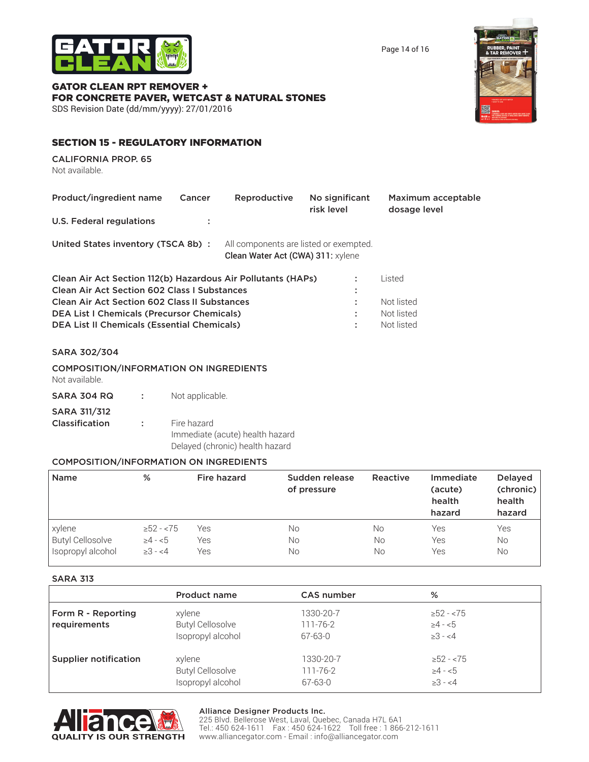**GATOR CLEAN RPT REMOVER +**
**FOR CONCRETE PAVER, WETCAST & NATURAL STONES**
SDS Revision Date (dd/mm/yyyy): 27/01/2016

## SECTION 15 - REGULATORY INFORMATION

**CALIFORNIA PROP. 65**
Not available.

| Product/ingredient name | Cancer | Reproductive | No significant risk level | Maximum acceptable dosage level |
|---|---|---|---|---|

**U.S. Federal regulations** :

**United States inventory (TSCA 8b)** : All components are listed or exempted.
**Clean Water Act (CWA) 311:** xylene

| | | |
|---|---|---|
| **Clean Air Act Section 112(b) Hazardous Air Pollutants (HAPs)** | : | Listed |
| **Clean Air Act Section 602 Class I Substances** | : | |
| **Clean Air Act Section 602 Class II Substances** | : | Not listed |
| **DEA List I Chemicals (Precursor Chemicals)** | : | Not listed |
| **DEA List II Chemicals (Essential Chemicals)** | : | Not listed |

**SARA 302/304**

**COMPOSITION/INFORMATION ON INGREDIENTS**
Not available.

**SARA 304 RQ** : Not applicable.

**SARA 311/312 Classification** : Fire hazard
Immediate (acute) health hazard
Delayed (chronic) health hazard

**COMPOSITION/INFORMATION ON INGREDIENTS**

| Name | % | Fire hazard | Sudden release of pressure | Reactive | Immediate (acute) health hazard | Delayed (chronic) health hazard |
|---|---|---|---|---|---|---|
| xylene | ≥52 - <75 | Yes | No | No | Yes | Yes |
| Butyl Cellosolve | ≥4 - <5 | Yes | No | No | Yes | No |
| Isopropyl alcohol | ≥3 - <4 | Yes | No | No | Yes | No |

**SARA 313**

| | Product name | CAS number | % |
|---|---|---|---|
| **Form R - Reporting requirements** | xylene<br>Butyl Cellosolve<br>Isopropyl alcohol | 1330-20-7<br>111-76-2<br>67-63-0 | ≥52 - <75<br>≥4 - <5<br>≥3 - <4 |
| **Supplier notification** | xylene<br>Butyl Cellosolve<br>Isopropyl alcohol | 1330-20-7<br>111-76-2<br>67-63-0 | ≥52 - <75<br>≥4 - <5<br>≥3 - <4 |

**Alliance Designer Products Inc.**
225 Blvd. Bellerose West, Laval, Quebec, Canada H7L 6A1
Tel.: 450 624-1611 Fax : 450 624-1622 Toll free : 1 866-212-1611
www.alliancegator.com - Email : info@alliancegator.com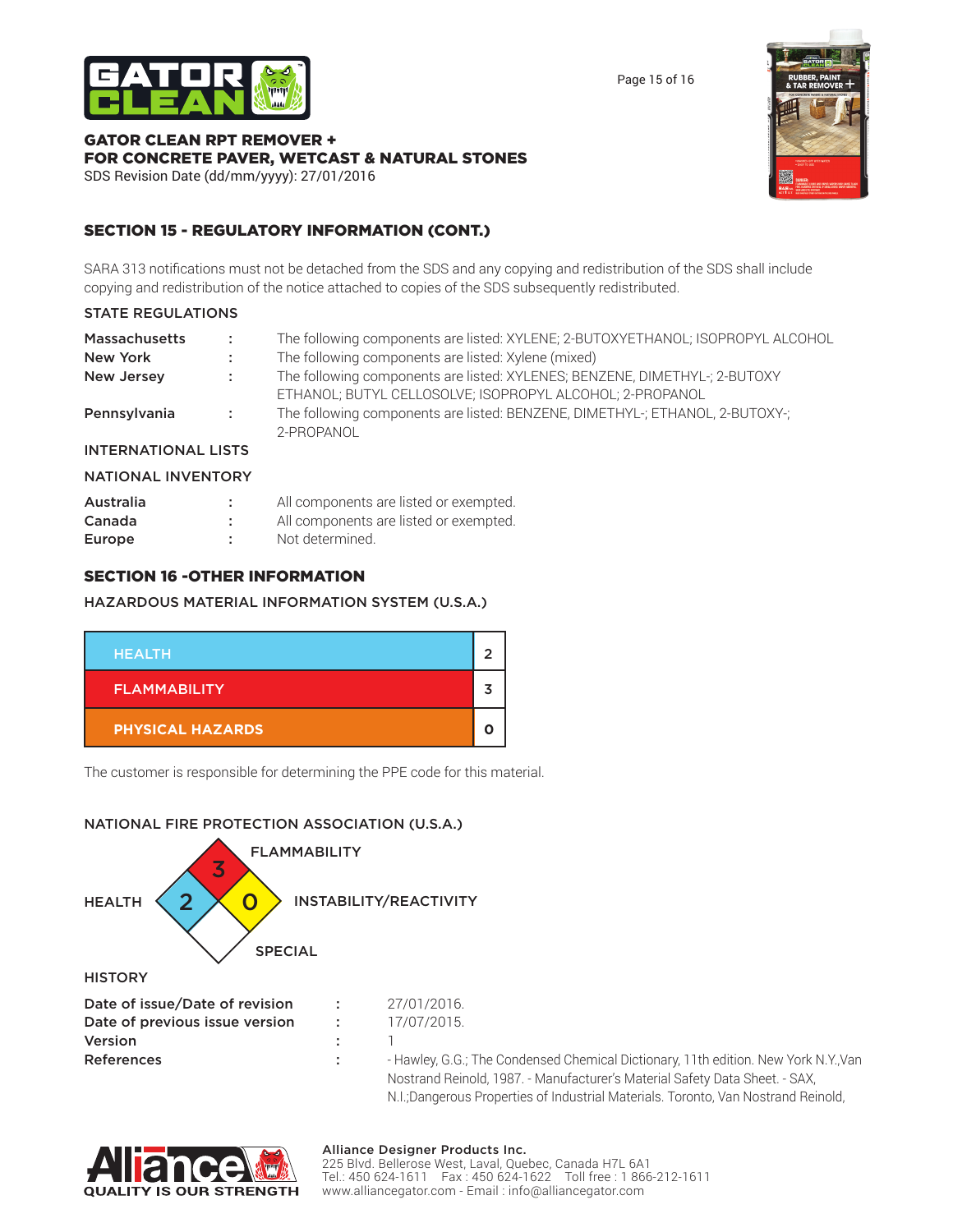## SECTION 15 - REGULATORY INFORMATION (CONT.)

SARA 313 notifications must not be detached from the SDS and any copying and redistribution of the SDS shall include copying and redistribution of the notice attached to copies of the SDS subsequently redistributed.

### STATE REGULATIONS

| | | |
|---|---|---|
| **Massachusetts** | : | The following components are listed: XYLENE; 2-BUTOXYETHANOL; ISOPROPYL ALCOHOL |
| **New York** | : | The following components are listed: Xylene (mixed) |
| **New Jersey** | : | The following components are listed: XYLENES; BENZENE, DIMETHYL-; 2-BUTOXY ETHANOL; BUTYL CELLOSOLVE; ISOPROPYL ALCOHOL; 2-PROPANOL |
| **Pennsylvania** | : | The following components are listed: BENZENE, DIMETHYL-; ETHANOL, 2-BUTOXY-; 2-PROPANOL |

### INTERNATIONAL LISTS

### NATIONAL INVENTORY

| | | |
|---|---|---|
| **Australia** | : | All components are listed or exempted. |
| **Canada** | : | All components are listed or exempted. |
| **Europe** | : | Not determined. |

## SECTION 16 -OTHER INFORMATION

### HAZARDOUS MATERIAL INFORMATION SYSTEM (U.S.A.)

| | |
|---|---|
| HEALTH | 2 |
| FLAMMABILITY | 3 |
| PHYSICAL HAZARDS | 0 |

The customer is responsible for determining the PPE code for this material.

### NATIONAL FIRE PROTECTION ASSOCIATION (U.S.A.)

| | |
|---|---|
| FLAMMABILITY | 3 |
| HEALTH | 2 |
| INSTABILITY/REACTIVITY | 0 |
| SPECIAL | |

### HISTORY

| | | |
|---|---|---|
| **Date of issue/Date of revision** | : | 27/01/2016. |
| **Date of previous issue version** | : | 17/07/2015. |
| **Version** | : | 1 |
| **References** | : | - Hawley, G.G.; The Condensed Chemical Dictionary, 11th edition. New York N.Y.,Van Nostrand Reinold, 1987. - Manufacturer's Material Safety Data Sheet. - SAX, N.I.;Dangerous Properties of Industrial Materials. Toronto, Van Nostrand Reinold, |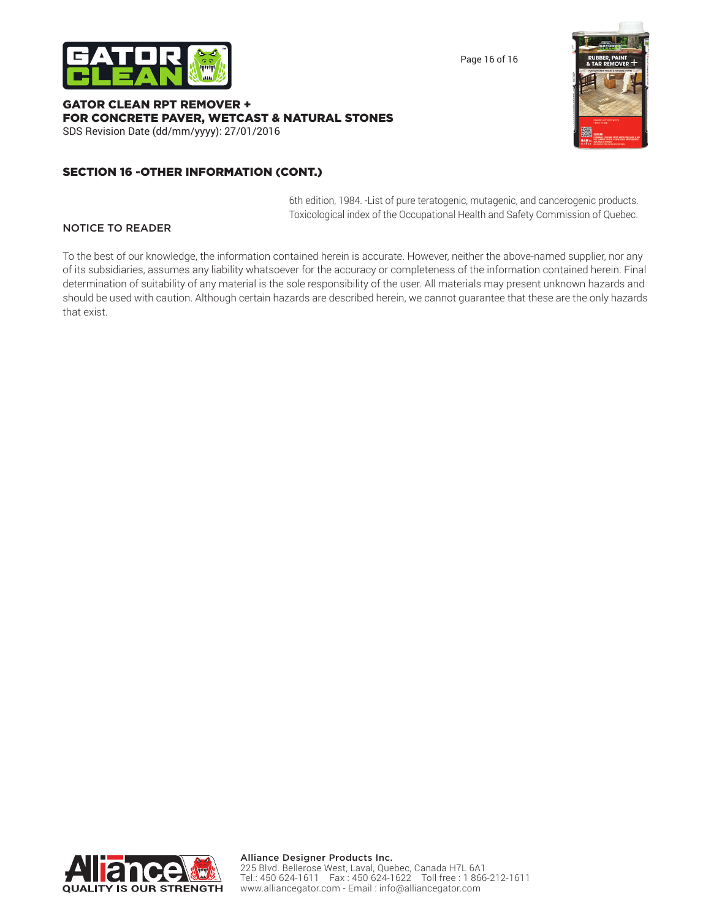## SECTION 16 -OTHER INFORMATION (CONT.)

6th edition, 1984. -List of pure teratogenic, mutagenic, and cancerogenic products. Toxicological index of the Occupational Health and Safety Commission of Quebec.

### NOTICE TO READER

To the best of our knowledge, the information contained herein is accurate. However, neither the above-named supplier, nor any of its subsidiaries, assumes any liability whatsoever for the accuracy or completeness of the information contained herein. Final determination of suitability of any material is the sole responsibility of the user. All materials may present unknown hazards and should be used with caution. Although certain hazards are described herein, we cannot guarantee that these are the only hazards that exist.